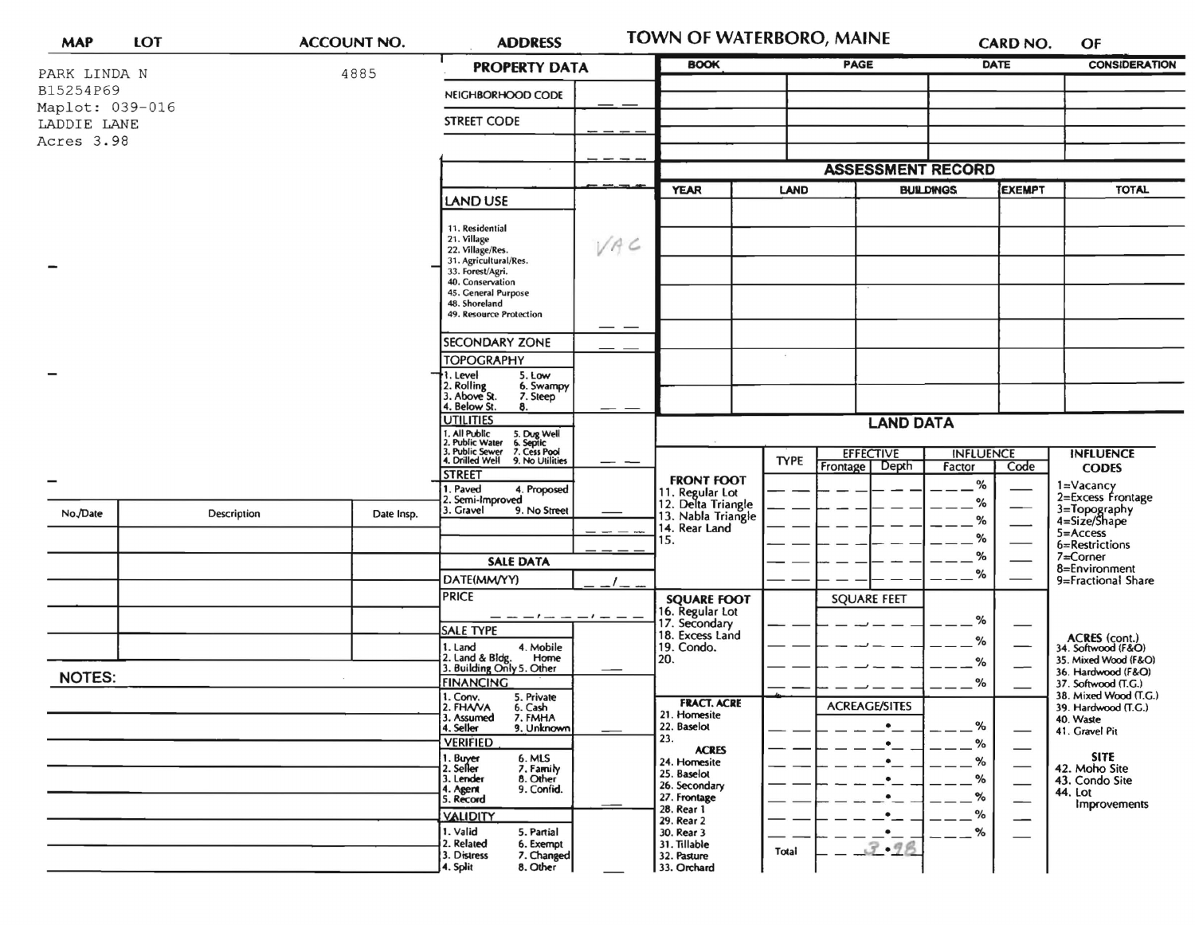| MAP | LOT | ACCOUNT NO. | ADDRESS |
|---|---|---|---|

# TOWN OF WATERBORO, MAINE

CARD NO. OF

PARK LINDA N
B15254P69
Maplot: 039-016
LADDIE LANE
Acres 3.98

4885

## PROPERTY DATA

| Field | Value |
|---|---|
| NEIGHBORHOOD CODE | |
| STREET CODE | |
| | |
| | |

| BOOK | PAGE | DATE | CONSIDERATION |
|---|---|---|---|
| | | | |
| | | | |
| | | | |
| | | | |

## LAND USE

11. Residential
21. Village
22. Village/Res.
31. Agricultural/Res.
33. Forest/Agri.
40. Conservation
45. General Purpose
48. Shoreland
49. Resource Protection

VAC

SECONDARY ZONE

TOPOGRAPHY
1. Level 5. Low
2. Rolling 6. Swampy
3. Above St. 7. Steep
4. Below St. 8.

UTILITIES
1. All Public 5. Dug Well
2. Public Water 6. Septic
3. Public Sewer 7. Cess Pool
4. Drilled Well 9. No Utilities

STREET
1. Paved 4. Proposed
2. Semi-Improved
3. Gravel 9. No Street

## ASSESSMENT RECORD

| YEAR | LAND | BUILDINGS | EXEMPT | TOTAL |
|---|---|---|---|---|
| | | | | |
| | | | | |
| | | | | |
| | | | | |
| | | | | |
| | | | | |
| | | | | |

## LAND DATA

| | TYPE | EFFECTIVE Frontage | EFFECTIVE Depth | INFLUENCE Factor | INFLUENCE Code |
|---|---|---|---|---|---|
| FRONT FOOT | | | | | |
| 11. Regular Lot | | | | % | |
| 12. Delta Triangle | | | | % | |
| 13. Nabla Triangle | | | | % | |
| 14. Rear Land | | | | % | |
| 15. | | | | % | |
| | | | | % | |
| SQUARE FOOT | | SQUARE FEET | | | |
| 16. Regular Lot | | | | % | |
| 17. Secondary | | | | % | |
| 18. Excess Land | | | | % | |
| 19. Condo. | | | | % | |
| 20. | | | | | |
| FRACT. ACRE | | ACREAGE/SITES | | | |
| 21. Homesite | | | | % | |
| 22. Baselot | | | | % | |
| 23. | | | | % | |
| ACRES | | | | | |
| 24. Homesite | | | | % | |
| 25. Baselot | | | | % | |
| 26. Secondary | | | | % | |
| 27. Frontage | | | | % | |
| 28. Rear 1 | | | | % | |
| 29. Rear 2 | | | | | |
| 30. Rear 3 | | | | | |
| 31. Tillable | Total | 3.98 | | | |
| 32. Pasture | | | | | |
| 33. Orchard | | | | | |

INFLUENCE CODES
1=Vacancy
2=Excess Frontage
3=Topography
4=Size/Shape
5=Access
6=Restrictions
7=Corner
8=Environment
9=Fractional Share

ACRES (cont.)
34. Softwood (F&O)
35. Mixed Wood (F&O)
36. Hardwood (F&O)
37. Softwood (T.G.)
38. Mixed Wood (T.G.)
39. Hardwood (T.G.)
40. Waste
41. Gravel Pit

SITE
42. Moho Site
43. Condo Site
44. Lot Improvements

| No./Date | Description | Date Insp. |
|---|---|---|
| | | |
| | | |
| | | |
| | | |
| | | |
| | | |

## SALE DATA

DATE(MM/YY) __/__

PRICE __ __ __, __ __ __, __ __ __

SALE TYPE
1. Land 4. Mobile Home
2. Land & Bldg.
3. Building Only 5. Other

FINANCING
1. Conv. 5. Private
2. FHA/VA 6. Cash
3. Assumed 7. FMHA
4. Seller 9. Unknown

VERIFIED
1. Buyer 6. MLS
2. Seller 7. Family
3. Lender 8. Other
4. Agent 9. Confid.
5. Record

VALIDITY
1. Valid 5. Partial
2. Related 6. Exempt
3. Distress 7. Changed
4. Split 8. Other

NOTES: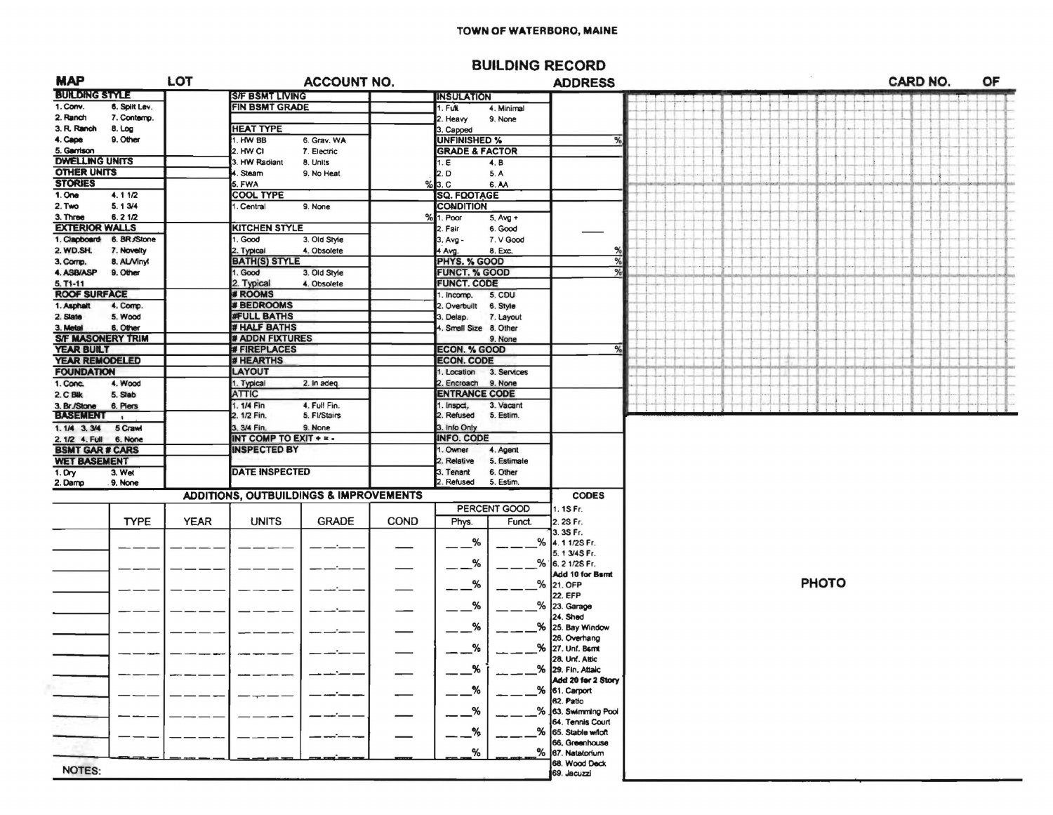# TOWN OF WATERBORO, MAINE

## BUILDING RECORD

MAP | LOT | ACCOUNT NO. | ADDRESS | CARD NO. | OF

**BUILDING STYLE**
1. Conv. 6. Split Lev.
2. Ranch 7. Contemp.
3. R. Ranch 8. Log
4. Cape 9. Other
5. Garrison

**DWELLING UNITS**

**OTHER UNITS**

**STORIES**
1. One 4. 1 1/2
2. Two 5. 1 3/4
3. Three 6. 2 1/2

**EXTERIOR WALLS**
1. Clapboard 6. BR./Stone
2. WD.SH. 7. Novelty
3. Comp. 8. AL/Vinyl
4. ASB/ASP 9. Other
5. T1-11

**ROOF SURFACE**
1. Asphalt 4. Comp.
2. Slate 5. Wood
3. Metal 6. Other

**S/F MASONERY TRIM**

**YEAR BUILT**

**YEAR REMODELED**

**FOUNDATION**
1. Conc. 4. Wood
2. C Blk 5. Slab
3. Br./Stone 6. Piers

**BASEMENT**
1. 1/4 3. 3/4 5 Crawl
2. 1/2 4. Full 6. None

**BSMT GAR # CARS**

**WET BASEMENT**
1. Dry 3. Wet
2. Damp 9. None

**S/F BSMT LIVING**

**FIN BSMT GRADE**

**HEAT TYPE**
1. HW BB 6. Grav. WA
2. HW CI 7. Electric
3. HW Radiant 8. Units
4. Steam 9. No Heat
5. FWA

%

**COOL TYPE**
1. Central 9. None

%

**KITCHEN STYLE**
1. Good 3. Old Style
2. Typical 4. Obsolete

**BATH(S) STYLE**
1. Good 3. Old Style
2. Typical 4. Obsolete

**# ROOMS**

**# BEDROOMS**

**#FULL BATHS**

**# HALF BATHS**

**# ADDN FIXTURES**

**# FIREPLACES**

**# HEARTHS**

**LAYOUT**
1. Typical 2. In adeq

**ATTIC**
1. 1/4 Fin 4. Full Fin.
2. 1/2 Fin. 5. Fl/Stairs
3. 3/4 Fin. 9. None

**INT COMP TO EXIT + = -**

**INSPECTED BY**

**DATE INSPECTED**

**INSULATION**
1. Full 4. Minimal
2. Heavy 9. None
3. Capped

**UNFINISHED %** %

**GRADE & FACTOR**
1. E 4. B
2. D 5. A
3. C 6. AA

**SQ. FOOTAGE**

**CONDITION**
1. Poor 5. Avg +
2. Fair 6. Good
3. Avg - 7. V Good
4 Avg. 8. Exc.

%

**PHYS. % GOOD** %

**FUNCT. % GOOD** %

**FUNCT. CODE**
1. Incomp. 5. CDU
2. Overbuilt 6. Style
3. Delap. 7. Layout
4. Small Size 8. Other
9. None

**ECON. % GOOD** %

**ECON. CODE**
1. Location 3. Services
2. Encroach 9. None

**ENTRANCE CODE**
1. Inspct. 3. Vacant
2. Refused 5. Estim.
3. Info Only

**INFO. CODE**
1. Owner 4. Agent
2. Relative 5. Estimate
3. Tenant 6. Other
2. Refused 5. Estim.

### ADDITIONS, OUTBUILDINGS & IMPROVEMENTS

| | TYPE | YEAR | UNITS | GRADE | COND | PERCENT GOOD Phys. | PERCENT GOOD Funct. |
|---|---|---|---|---|---|---|---|
| | | | | | | % | % |
| | | | | | | % | % |
| | | | | | | % | % |
| | | | | | | % | % |
| | | | | | | % | % |
| | | | | | | % | % |
| | | | | | | % | % |
| | | | | | | % | % |
| | | | | | | % | % |
| | | | | | | % | % |
| | | | | | | % | % |

NOTES:

**CODES**
1. 1S Fr.
2. 2S Fr.
3. 3S Fr.
4. 1 1/2S Fr.
5. 1 3/4S Fr.
6. 2 1/2S Fr.

**Add 10 for Bsmt**

21. OFP
22. EFP
23. Garage
24. Shed
25. Bay Window
26. Overhang
27. Unf. Bsmt
28. Unf. Attic
29. Fin. Attaic

**Add 20 for 2 Story**

61. Carport
62. Patio
63. Swimming Pool
64. Tennis Court
65. Stable w/loft
66. Greenhouse
67. Natatorium
68. Wood Deck
69. Jacuzzi

PHOTO